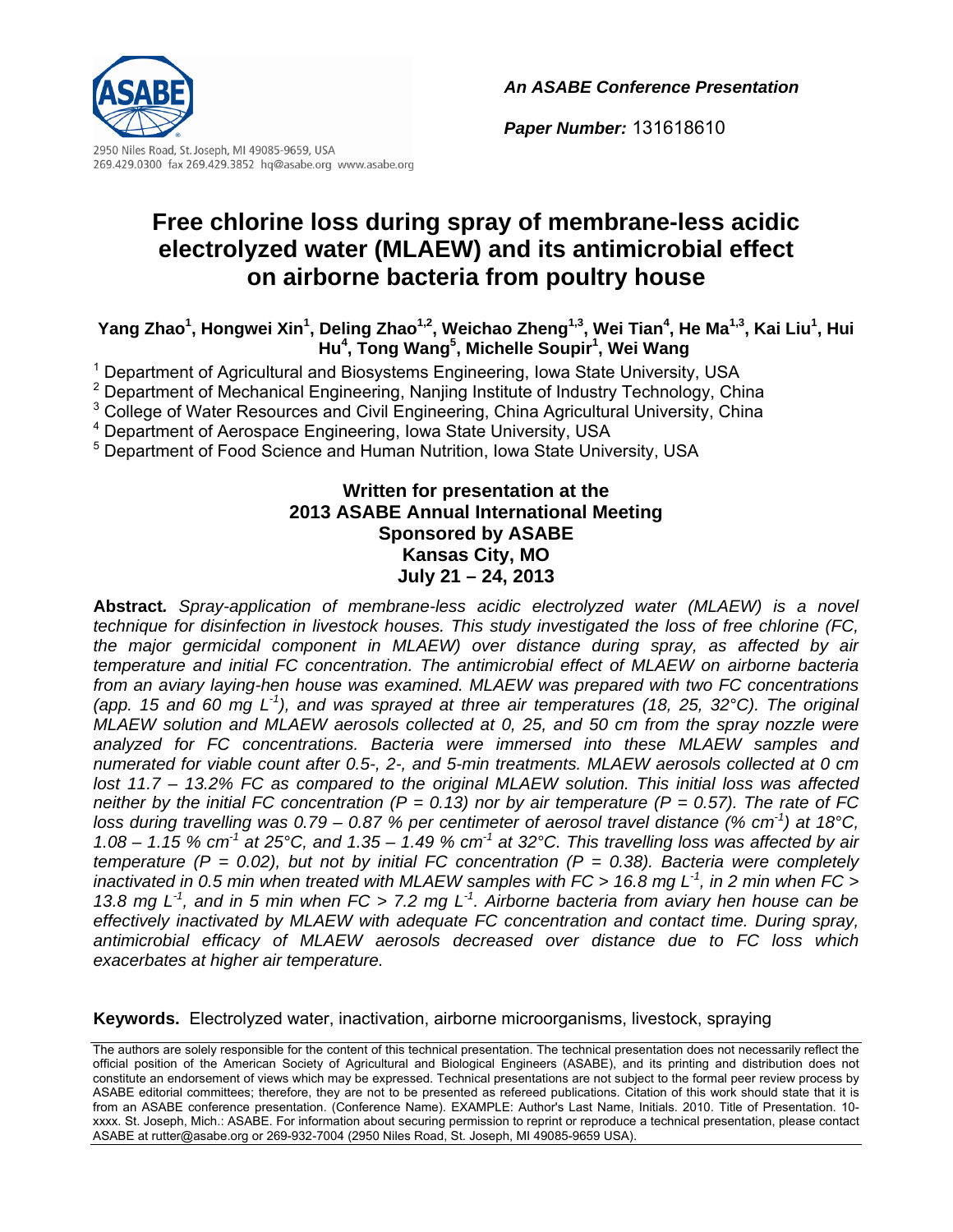*An ASABE Conference Presentation*

*Paper Number:* 131618610

2950 Niles Road, St. Joseph, MI 49085-9659, USA
269.429.0300 fax 269.429.3852 hq@asabe.org www.asabe.org

# Free chlorine loss during spray of membrane-less acidic electrolyzed water (MLAEW) and its antimicrobial effect on airborne bacteria from poultry house

**Yang Zhao[1], Hongwei Xin[1], Deling Zhao[1,2], Weichao Zheng[1,3], Wei Tian[4], He Ma[1,3], Kai Liu[1], Hui Hu[4], Tong Wang[5], Michelle Soupir[1], Wei Wang**

[1] Department of Agricultural and Biosystems Engineering, Iowa State University, USA
[2] Department of Mechanical Engineering, Nanjing Institute of Industry Technology, China
[3] College of Water Resources and Civil Engineering, China Agricultural University, China
[4] Department of Aerospace Engineering, Iowa State University, USA
[5] Department of Food Science and Human Nutrition, Iowa State University, USA

**Written for presentation at the**
**2013 ASABE Annual International Meeting**
**Sponsored by ASABE**
**Kansas City, MO**
**July 21 – 24, 2013**

**Abstract.** *Spray-application of membrane-less acidic electrolyzed water (MLAEW) is a novel technique for disinfection in livestock houses. This study investigated the loss of free chlorine (FC, the major germicidal component in MLAEW) over distance during spray, as affected by air temperature and initial FC concentration. The antimicrobial effect of MLAEW on airborne bacteria from an aviary laying-hen house was examined. MLAEW was prepared with two FC concentrations (app. 15 and 60 mg $L^{-1}$), and was sprayed at three air temperatures (18, 25, 32°C). The original MLAEW solution and MLAEW aerosols collected at 0, 25, and 50 cm from the spray nozzle were analyzed for FC concentrations. Bacteria were immersed into these MLAEW samples and numerated for viable count after 0.5-, 2-, and 5-min treatments. MLAEW aerosols collected at 0 cm lost 11.7 – 13.2% FC as compared to the original MLAEW solution. This initial loss was affected neither by the initial FC concentration ($P = 0.13$) nor by air temperature ($P = 0.57$). The rate of FC loss during travelling was 0.79 – 0.87 % per centimeter of aerosol travel distance (% $cm^{-1}$) at 18°C, 1.08 – 1.15 % $cm^{-1}$ at 25°C, and 1.35 – 1.49 % $cm^{-1}$ at 32°C. This travelling loss was affected by air temperature ($P = 0.02$), but not by initial FC concentration ($P = 0.38$). Bacteria were completely inactivated in 0.5 min when treated with MLAEW samples with FC > 16.8 mg $L^{-1}$, in 2 min when FC > 13.8 mg $L^{-1}$, and in 5 min when FC > 7.2 mg $L^{-1}$. Airborne bacteria from aviary hen house can be effectively inactivated by MLAEW with adequate FC concentration and contact time. During spray, antimicrobial efficacy of MLAEW aerosols decreased over distance due to FC loss which exacerbates at higher air temperature.*

**Keywords.** Electrolyzed water, inactivation, airborne microorganisms, livestock, spraying

The authors are solely responsible for the content of this technical presentation. The technical presentation does not necessarily reflect the official position of the American Society of Agricultural and Biological Engineers (ASABE), and its printing and distribution does not constitute an endorsement of views which may be expressed. Technical presentations are not subject to the formal peer review process by ASABE editorial committees; therefore, they are not to be presented as refereed publications. Citation of this work should state that it is from an ASABE conference presentation. (Conference Name). EXAMPLE: Author's Last Name, Initials. 2010. Title of Presentation. 10-xxxx. St. Joseph, Mich.: ASABE. For information about securing permission to reprint or reproduce a technical presentation, please contact ASABE at rutter@asabe.org or 269-932-7004 (2950 Niles Road, St. Joseph, MI 49085-9659 USA).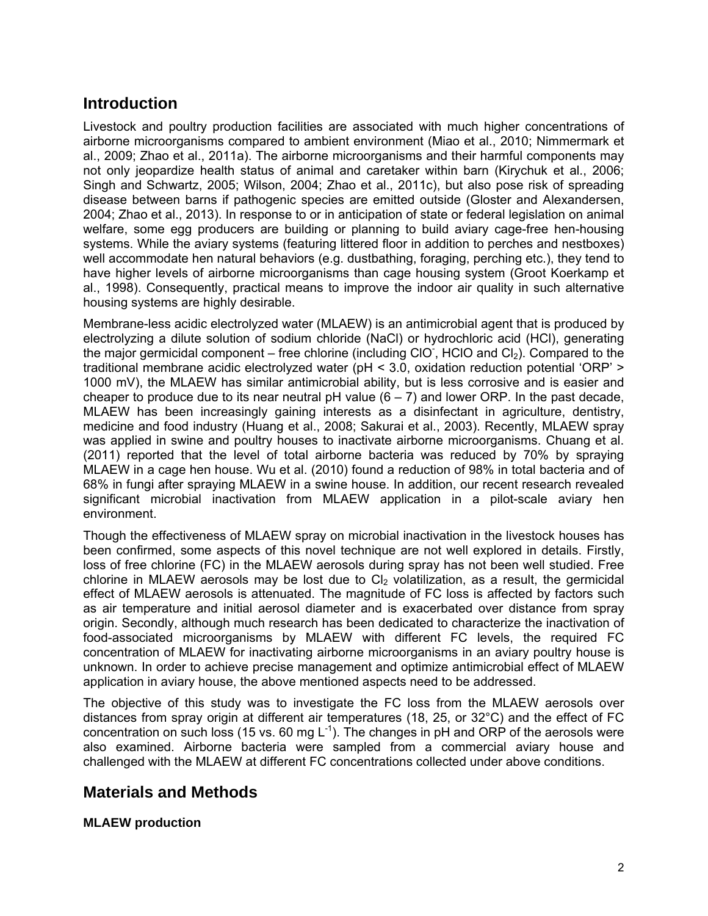## Introduction

Livestock and poultry production facilities are associated with much higher concentrations of airborne microorganisms compared to ambient environment (Miao et al., 2010; Nimmermark et al., 2009; Zhao et al., 2011a). The airborne microorganisms and their harmful components may not only jeopardize health status of animal and caretaker within barn (Kirychuk et al., 2006; Singh and Schwartz, 2005; Wilson, 2004; Zhao et al., 2011c), but also pose risk of spreading disease between barns if pathogenic species are emitted outside (Gloster and Alexandersen, 2004; Zhao et al., 2013). In response to or in anticipation of state or federal legislation on animal welfare, some egg producers are building or planning to build aviary cage-free hen-housing systems. While the aviary systems (featuring littered floor in addition to perches and nestboxes) well accommodate hen natural behaviors (e.g. dustbathing, foraging, perching etc.), they tend to have higher levels of airborne microorganisms than cage housing system (Groot Koerkamp et al., 1998). Consequently, practical means to improve the indoor air quality in such alternative housing systems are highly desirable.

Membrane-less acidic electrolyzed water (MLAEW) is an antimicrobial agent that is produced by electrolyzing a dilute solution of sodium chloride (NaCl) or hydrochloric acid (HCl), generating the major germicidal component – free chlorine (including $ClO^-$, HClO and $Cl_2$). Compared to the traditional membrane acidic electrolyzed water (pH < 3.0, oxidation reduction potential 'ORP' > 1000 mV), the MLAEW has similar antimicrobial ability, but is less corrosive and is easier and cheaper to produce due to its near neutral pH value (6 – 7) and lower ORP. In the past decade, MLAEW has been increasingly gaining interests as a disinfectant in agriculture, dentistry, medicine and food industry (Huang et al., 2008; Sakurai et al., 2003). Recently, MLAEW spray was applied in swine and poultry houses to inactivate airborne microorganisms. Chuang et al. (2011) reported that the level of total airborne bacteria was reduced by 70% by spraying MLAEW in a cage hen house. Wu et al. (2010) found a reduction of 98% in total bacteria and of 68% in fungi after spraying MLAEW in a swine house. In addition, our recent research revealed significant microbial inactivation from MLAEW application in a pilot-scale aviary hen environment.

Though the effectiveness of MLAEW spray on microbial inactivation in the livestock houses has been confirmed, some aspects of this novel technique are not well explored in details. Firstly, loss of free chlorine (FC) in the MLAEW aerosols during spray has not been well studied. Free chlorine in MLAEW aerosols may be lost due to $Cl_2$ volatilization, as a result, the germicidal effect of MLAEW aerosols is attenuated. The magnitude of FC loss is affected by factors such as air temperature and initial aerosol diameter and is exacerbated over distance from spray origin. Secondly, although much research has been dedicated to characterize the inactivation of food-associated microorganisms by MLAEW with different FC levels, the required FC concentration of MLAEW for inactivating airborne microorganisms in an aviary poultry house is unknown. In order to achieve precise management and optimize antimicrobial effect of MLAEW application in aviary house, the above mentioned aspects need to be addressed.

The objective of this study was to investigate the FC loss from the MLAEW aerosols over distances from spray origin at different air temperatures (18, 25, or 32°C) and the effect of FC concentration on such loss (15 vs. 60 mg $L^{-1}$). The changes in pH and ORP of the aerosols were also examined. Airborne bacteria were sampled from a commercial aviary house and challenged with the MLAEW at different FC concentrations collected under above conditions.

## Materials and Methods

**MLAEW production**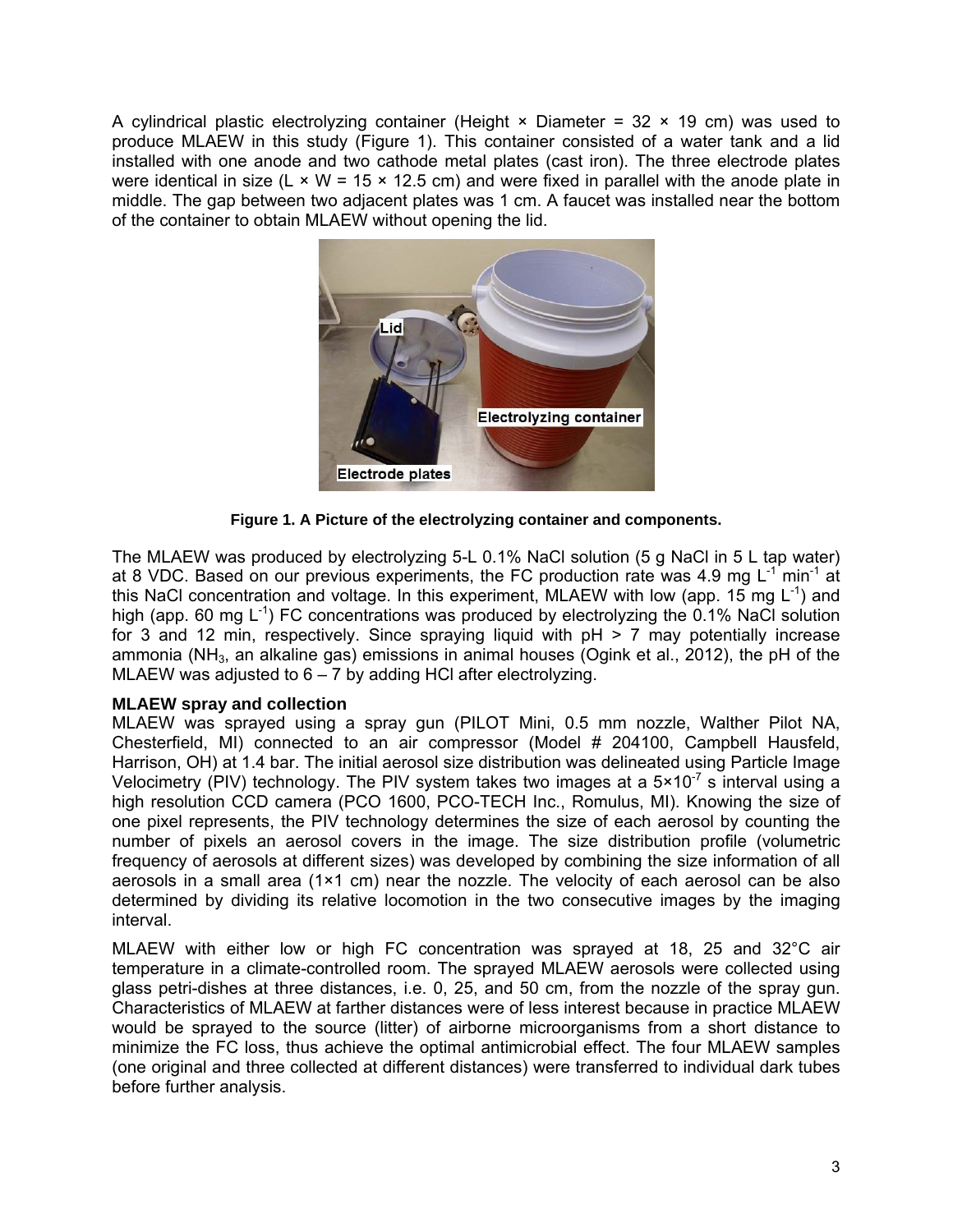A cylindrical plastic electrolyzing container (Height × Diameter = 32 × 19 cm) was used to produce MLAEW in this study (Figure 1). This container consisted of a water tank and a lid installed with one anode and two cathode metal plates (cast iron). The three electrode plates were identical in size (L × W = 15 × 12.5 cm) and were fixed in parallel with the anode plate in middle. The gap between two adjacent plates was 1 cm. A faucet was installed near the bottom of the container to obtain MLAEW without opening the lid.

**Figure 1. A Picture of the electrolyzing container and components.**

The MLAEW was produced by electrolyzing 5-L 0.1% NaCl solution (5 g NaCl in 5 L tap water) at 8 VDC. Based on our previous experiments, the FC production rate was 4.9 mg $L^{-1}$ $min^{-1}$ at this NaCl concentration and voltage. In this experiment, MLAEW with low (app. 15 mg $L^{-1}$) and high (app. 60 mg $L^{-1}$) FC concentrations was produced by electrolyzing the 0.1% NaCl solution for 3 and 12 min, respectively. Since spraying liquid with pH > 7 may potentially increase ammonia ($NH_3$, an alkaline gas) emissions in animal houses (Ogink et al., 2012), the pH of the MLAEW was adjusted to 6 – 7 by adding HCl after electrolyzing.

**MLAEW spray and collection**

MLAEW was sprayed using a spray gun (PILOT Mini, 0.5 mm nozzle, Walther Pilot NA, Chesterfield, MI) connected to an air compressor (Model # 204100, Campbell Hausfeld, Harrison, OH) at 1.4 bar. The initial aerosol size distribution was delineated using Particle Image Velocimetry (PIV) technology. The PIV system takes two images at a $5 \times 10^{-7}$ s interval using a high resolution CCD camera (PCO 1600, PCO-TECH Inc., Romulus, MI). Knowing the size of one pixel represents, the PIV technology determines the size of each aerosol by counting the number of pixels an aerosol covers in the image. The size distribution profile (volumetric frequency of aerosols at different sizes) was developed by combining the size information of all aerosols in a small area (1×1 cm) near the nozzle. The velocity of each aerosol can be also determined by dividing its relative locomotion in the two consecutive images by the imaging interval.

MLAEW with either low or high FC concentration was sprayed at 18, 25 and 32°C air temperature in a climate-controlled room. The sprayed MLAEW aerosols were collected using glass petri-dishes at three distances, i.e. 0, 25, and 50 cm, from the nozzle of the spray gun. Characteristics of MLAEW at farther distances were of less interest because in practice MLAEW would be sprayed to the source (litter) of airborne microorganisms from a short distance to minimize the FC loss, thus achieve the optimal antimicrobial effect. The four MLAEW samples (one original and three collected at different distances) were transferred to individual dark tubes before further analysis.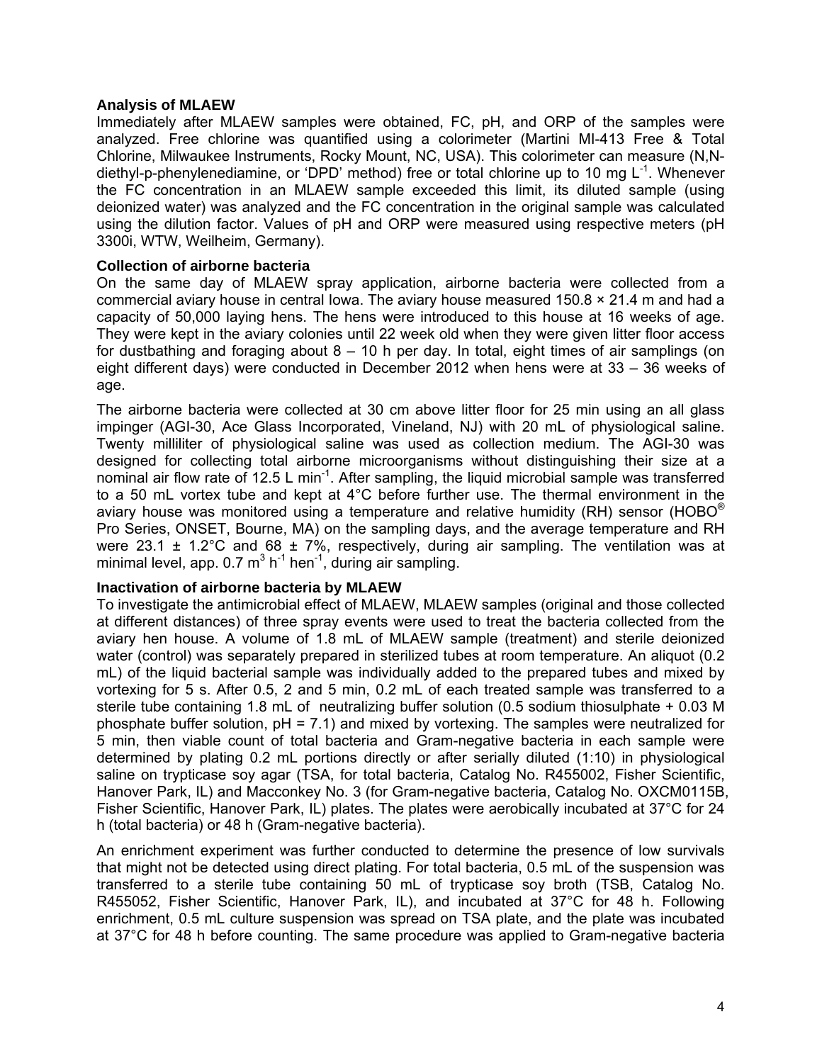### Analysis of MLAEW

Immediately after MLAEW samples were obtained, FC, pH, and ORP of the samples were analyzed. Free chlorine was quantified using a colorimeter (Martini MI-413 Free & Total Chlorine, Milwaukee Instruments, Rocky Mount, NC, USA). This colorimeter can measure (N,N-diethyl-p-phenylenediamine, or 'DPD' method) free or total chlorine up to 10 mg $L^{-1}$. Whenever the FC concentration in an MLAEW sample exceeded this limit, its diluted sample (using deionized water) was analyzed and the FC concentration in the original sample was calculated using the dilution factor. Values of pH and ORP were measured using respective meters (pH 3300i, WTW, Weilheim, Germany).

### Collection of airborne bacteria

On the same day of MLAEW spray application, airborne bacteria were collected from a commercial aviary house in central Iowa. The aviary house measured 150.8 × 21.4 m and had a capacity of 50,000 laying hens. The hens were introduced to this house at 16 weeks of age. They were kept in the aviary colonies until 22 week old when they were given litter floor access for dustbathing and foraging about 8 – 10 h per day. In total, eight times of air samplings (on eight different days) were conducted in December 2012 when hens were at 33 – 36 weeks of age.

The airborne bacteria were collected at 30 cm above litter floor for 25 min using an all glass impinger (AGI-30, Ace Glass Incorporated, Vineland, NJ) with 20 mL of physiological saline. Twenty milliliter of physiological saline was used as collection medium. The AGI-30 was designed for collecting total airborne microorganisms without distinguishing their size at a nominal air flow rate of 12.5 L $min^{-1}$. After sampling, the liquid microbial sample was transferred to a 50 mL vortex tube and kept at 4°C before further use. The thermal environment in the aviary house was monitored using a temperature and relative humidity (RH) sensor (HOBO® Pro Series, ONSET, Bourne, MA) on the sampling days, and the average temperature and RH were 23.1 ± 1.2°C and 68 ± 7%, respectively, during air sampling. The ventilation was at minimal level, app. 0.7 $m^3$ $h^{-1}$ $hen^{-1}$, during air sampling.

### Inactivation of airborne bacteria by MLAEW

To investigate the antimicrobial effect of MLAEW, MLAEW samples (original and those collected at different distances) of three spray events were used to treat the bacteria collected from the aviary hen house. A volume of 1.8 mL of MLAEW sample (treatment) and sterile deionized water (control) was separately prepared in sterilized tubes at room temperature. An aliquot (0.2 mL) of the liquid bacterial sample was individually added to the prepared tubes and mixed by vortexing for 5 s. After 0.5, 2 and 5 min, 0.2 mL of each treated sample was transferred to a sterile tube containing 1.8 mL of neutralizing buffer solution (0.5 sodium thiosulphate + 0.03 M phosphate buffer solution, pH = 7.1) and mixed by vortexing. The samples were neutralized for 5 min, then viable count of total bacteria and Gram-negative bacteria in each sample were determined by plating 0.2 mL portions directly or after serially diluted (1:10) in physiological saline on trypticase soy agar (TSA, for total bacteria, Catalog No. R455002, Fisher Scientific, Hanover Park, IL) and Macconkey No. 3 (for Gram-negative bacteria, Catalog No. OXCM0115B, Fisher Scientific, Hanover Park, IL) plates. The plates were aerobically incubated at 37°C for 24 h (total bacteria) or 48 h (Gram-negative bacteria).

An enrichment experiment was further conducted to determine the presence of low survivals that might not be detected using direct plating. For total bacteria, 0.5 mL of the suspension was transferred to a sterile tube containing 50 mL of trypticase soy broth (TSB, Catalog No. R455052, Fisher Scientific, Hanover Park, IL), and incubated at 37°C for 48 h. Following enrichment, 0.5 mL culture suspension was spread on TSA plate, and the plate was incubated at 37°C for 48 h before counting. The same procedure was applied to Gram-negative bacteria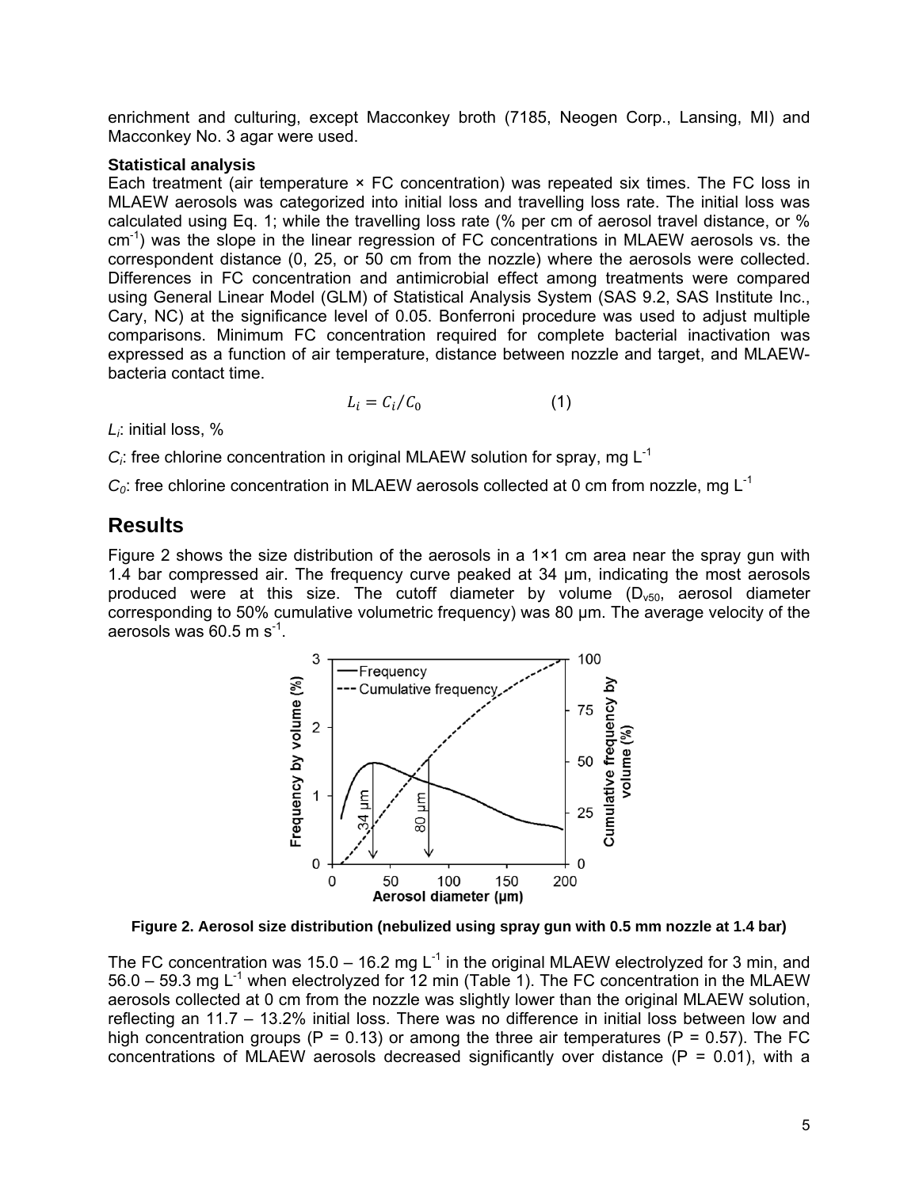enrichment and culturing, except Macconkey broth (7185, Neogen Corp., Lansing, MI) and Macconkey No. 3 agar were used.

**Statistical analysis**

Each treatment (air temperature × FC concentration) was repeated six times. The FC loss in MLAEW aerosols was categorized into initial loss and travelling loss rate. The initial loss was calculated using Eq. 1; while the travelling loss rate (% per cm of aerosol travel distance, or % $cm^{-1}$) was the slope in the linear regression of FC concentrations in MLAEW aerosols vs. the correspondent distance (0, 25, or 50 cm from the nozzle) where the aerosols were collected. Differences in FC concentration and antimicrobial effect among treatments were compared using General Linear Model (GLM) of Statistical Analysis System (SAS 9.2, SAS Institute Inc., Cary, NC) at the significance level of 0.05. Bonferroni procedure was used to adjust multiple comparisons. Minimum FC concentration required for complete bacterial inactivation was expressed as a function of air temperature, distance between nozzle and target, and MLAEW-bacteria contact time.

$$L_i = C_i / C_0 \qquad (1)$$

$L_i$: initial loss, %

$C_i$: free chlorine concentration in original MLAEW solution for spray, mg $L^{-1}$

$C_0$: free chlorine concentration in MLAEW aerosols collected at 0 cm from nozzle, mg $L^{-1}$

## Results

Figure 2 shows the size distribution of the aerosols in a 1×1 cm area near the spray gun with 1.4 bar compressed air. The frequency curve peaked at 34 μm, indicating the most aerosols produced were at this size. The cutoff diameter by volume ($D_{v50}$, aerosol diameter corresponding to 50% cumulative volumetric frequency) was 80 μm. The average velocity of the aerosols was 60.5 m $s^{-1}$.

**Figure 2. Aerosol size distribution (nebulized using spray gun with 0.5 mm nozzle at 1.4 bar)**

The FC concentration was 15.0 – 16.2 mg $L^{-1}$ in the original MLAEW electrolyzed for 3 min, and 56.0 – 59.3 mg $L^{-1}$ when electrolyzed for 12 min (Table 1). The FC concentration in the MLAEW aerosols collected at 0 cm from the nozzle was slightly lower than the original MLAEW solution, reflecting an 11.7 – 13.2% initial loss. There was no difference in initial loss between low and high concentration groups ($P = 0.13$) or among the three air temperatures ($P = 0.57$). The FC concentrations of MLAEW aerosols decreased significantly over distance ($P = 0.01$), with a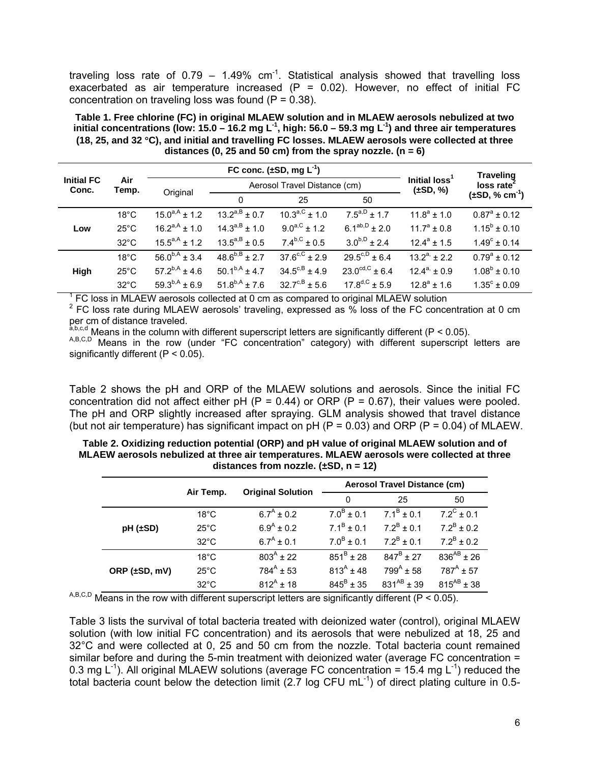traveling loss rate of 0.79 – 1.49% $cm^{-1}$. Statistical analysis showed that travelling loss exacerbated as air temperature increased (P = 0.02). However, no effect of initial FC concentration on traveling loss was found (P = 0.38).

**Table 1. Free chlorine (FC) in original MLAEW solution and in MLAEW aerosols nebulized at two initial concentrations (low: 15.0 – 16.2 mg $L^{-1}$, high: 56.0 – 59.3 mg $L^{-1}$) and three air temperatures (18, 25, and 32 °C), and initial and travelling FC losses. MLAEW aerosols were collected at three distances (0, 25 and 50 cm) from the spray nozzle. (n = 6)**

| Initial FC Conc. | Air Temp. | FC conc. (±SD, mg $L^{-1}$) | | | | Initial loss[1] (±SD, %) | Traveling loss rate[2] (±SD, % $cm^{-1}$) |
|---|---|---|---|---|---|---|---|
| | | Original | Aerosol Travel Distance (cm) | | | | |
| | | | 0 | 25 | 50 | | |
| Low | 18°C | $15.0^{a,A}$ ± 1.2 | $13.2^{a,B}$ ± 0.7 | $10.3^{a,C}$ ± 1.0 | $7.5^{a,D}$ ± 1.7 | $11.8^{a}$ ± 1.0 | $0.87^{a}$ ± 0.12 |
| | 25°C | $16.2^{a,A}$ ± 1.0 | $14.3^{a,B}$ ± 1.0 | $9.0^{a,C}$ ± 1.2 | $6.1^{ab,D}$ ± 2.0 | $11.7^{a}$ ± 0.8 | $1.15^{b}$ ± 0.10 |
| | 32°C | $15.5^{a,A}$ ± 1.2 | $13.5^{a,B}$ ± 0.5 | $7.4^{b,C}$ ± 0.5 | $3.0^{b,D}$ ± 2.4 | $12.4^{a}$ ± 1.5 | $1.49^{c}$ ± 0.14 |
| High | 18°C | $56.0^{b,A}$ ± 3.4 | $48.6^{b,B}$ ± 2.7 | $37.6^{c,C}$ ± 2.9 | $29.5^{c,D}$ ± 6.4 | $13.2^{a}$ ± 2.2 | $0.79^{a}$ ± 0.12 |
| | 25°C | $57.2^{b,A}$ ± 4.6 | $50.1^{b,A}$ ± 4.7 | $34.5^{c,B}$ ± 4.9 | $23.0^{cd,C}$ ± 6.4 | $12.4^{a}$ ± 0.9 | $1.08^{b}$ ± 0.10 |
| | 32°C | $59.3^{b,A}$ ± 6.9 | $51.8^{b,A}$ ± 7.6 | $32.7^{c,B}$ ± 5.6 | $17.8^{d,C}$ ± 5.9 | $12.8^{a}$ ± 1.6 | $1.35^{c}$ ± 0.09 |

[1] FC loss in MLAEW aerosols collected at 0 cm as compared to original MLAEW solution
[2] FC loss rate during MLAEW aerosols' traveling, expressed as % loss of the FC concentration at 0 cm per cm of distance traveled.
[a,b,c,d] Means in the column with different superscript letters are significantly different (P < 0.05).
[A,B,C,D] Means in the row (under "FC concentration" category) with different superscript letters are significantly different (P < 0.05).

Table 2 shows the pH and ORP of the MLAEW solutions and aerosols. Since the initial FC concentration did not affect either pH (P = 0.44) or ORP (P = 0.67), their values were pooled. The pH and ORP slightly increased after spraying. GLM analysis showed that travel distance (but not air temperature) has significant impact on pH (P = 0.03) and ORP (P = 0.04) of MLAEW.

**Table 2. Oxidizing reduction potential (ORP) and pH value of original MLAEW solution and of MLAEW aerosols nebulized at three air temperatures. MLAEW aerosols were collected at three distances from nozzle. (±SD, n = 12)**

| | Air Temp. | Original Solution | Aerosol Travel Distance (cm) | | |
|---|---|---|---|---|---|
| | | | 0 | 25 | 50 |
| pH (±SD) | 18°C | $6.7^{A}$ ± 0.2 | $7.0^{B}$ ± 0.1 | $7.1^{B}$ ± 0.1 | $7.2^{C}$ ± 0.1 |
| | 25°C | $6.9^{A}$ ± 0.2 | $7.1^{B}$ ± 0.1 | $7.2^{B}$ ± 0.1 | $7.2^{B}$ ± 0.2 |
| | 32°C | $6.7^{A}$ ± 0.1 | $7.0^{B}$ ± 0.1 | $7.2^{B}$ ± 0.1 | $7.2^{B}$ ± 0.2 |
| ORP (±SD, mV) | 18°C | $803^{A}$ ± 22 | $851^{B}$ ± 28 | $847^{B}$ ± 27 | $836^{AB}$ ± 26 |
| | 25°C | $784^{A}$ ± 53 | $813^{A}$ ± 48 | $799^{A}$ ± 58 | $787^{A}$ ± 57 |
| | 32°C | $812^{A}$ ± 18 | $845^{B}$ ± 35 | $831^{AB}$ ± 39 | $815^{AB}$ ± 38 |

[A,B,C,D] Means in the row with different superscript letters are significantly different (P < 0.05).

Table 3 lists the survival of total bacteria treated with deionized water (control), original MLAEW solution (with low initial FC concentration) and its aerosols that were nebulized at 18, 25 and 32°C and were collected at 0, 25 and 50 cm from the nozzle. Total bacteria count remained similar before and during the 5-min treatment with deionized water (average FC concentration = 0.3 mg $L^{-1}$). All original MLAEW solutions (average FC concentration = 15.4 mg $L^{-1}$) reduced the total bacteria count below the detection limit (2.7 log CFU $mL^{-1}$) of direct plating culture in 0.5-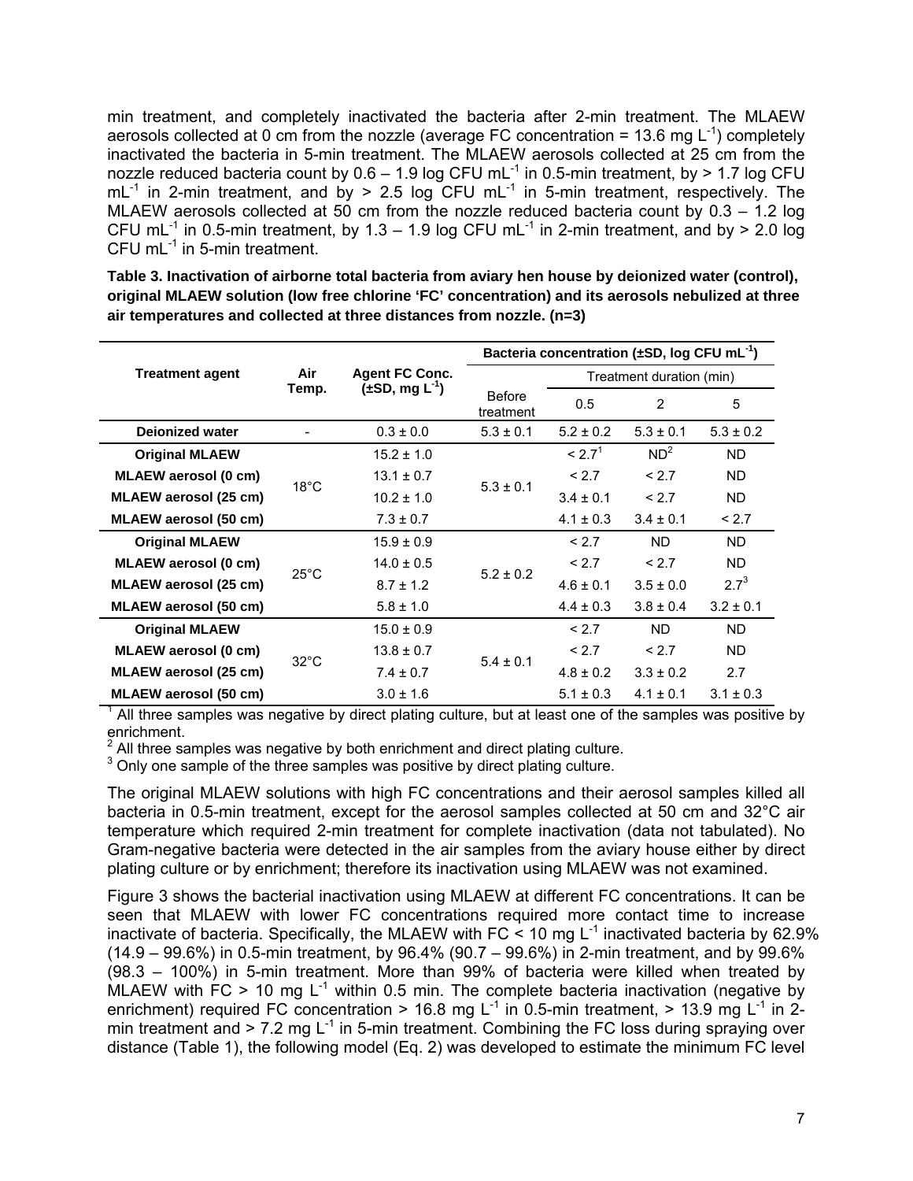min treatment, and completely inactivated the bacteria after 2-min treatment. The MLAEW aerosols collected at 0 cm from the nozzle (average FC concentration = 13.6 mg $L^{-1}$) completely inactivated the bacteria in 5-min treatment. The MLAEW aerosols collected at 25 cm from the nozzle reduced bacteria count by 0.6 – 1.9 log CFU $mL^{-1}$ in 0.5-min treatment, by > 1.7 log CFU $mL^{-1}$ in 2-min treatment, and by > 2.5 log CFU $mL^{-1}$ in 5-min treatment, respectively. The MLAEW aerosols collected at 50 cm from the nozzle reduced bacteria count by 0.3 – 1.2 log CFU $mL^{-1}$ in 0.5-min treatment, by 1.3 – 1.9 log CFU $mL^{-1}$ in 2-min treatment, and by > 2.0 log CFU $mL^{-1}$ in 5-min treatment.

**Table 3. Inactivation of airborne total bacteria from aviary hen house by deionized water (control), original MLAEW solution (low free chlorine 'FC' concentration) and its aerosols nebulized at three air temperatures and collected at three distances from nozzle. (n=3)**

| Treatment agent | Air Temp. | Agent FC Conc. (±SD, mg $L^{-1}$) | Bacteria concentration (±SD, log CFU $mL^{-1}$) | | | |
|---|---|---|---|---|---|---|
| | | | Before treatment | Treatment duration (min) 0.5 | 2 | 5 |
| **Deionized water** | - | 0.3 ± 0.0 | 5.3 ± 0.1 | 5.2 ± 0.2 | 5.3 ± 0.1 | 5.3 ± 0.2 |
| **Original MLAEW** | 18°C | 15.2 ± 1.0 | 5.3 ± 0.1 | < 2.7[1] | ND[2] | ND |
| **MLAEW aerosol (0 cm)** | | 13.1 ± 0.7 | | < 2.7 | < 2.7 | ND |
| **MLAEW aerosol (25 cm)** | | 10.2 ± 1.0 | | 3.4 ± 0.1 | < 2.7 | ND |
| **MLAEW aerosol (50 cm)** | | 7.3 ± 0.7 | | 4.1 ± 0.3 | 3.4 ± 0.1 | < 2.7 |
| **Original MLAEW** | 25°C | 15.9 ± 0.9 | 5.2 ± 0.2 | < 2.7 | ND | ND |
| **MLAEW aerosol (0 cm)** | | 14.0 ± 0.5 | | < 2.7 | < 2.7 | ND |
| **MLAEW aerosol (25 cm)** | | 8.7 ± 1.2 | | 4.6 ± 0.1 | 3.5 ± 0.0 | 2.7[3] |
| **MLAEW aerosol (50 cm)** | | 5.8 ± 1.0 | | 4.4 ± 0.3 | 3.8 ± 0.4 | 3.2 ± 0.1 |
| **Original MLAEW** | 32°C | 15.0 ± 0.9 | 5.4 ± 0.1 | < 2.7 | ND | ND |
| **MLAEW aerosol (0 cm)** | | 13.8 ± 0.7 | | < 2.7 | < 2.7 | ND |
| **MLAEW aerosol (25 cm)** | | 7.4 ± 0.7 | | 4.8 ± 0.2 | 3.3 ± 0.2 | 2.7 |
| **MLAEW aerosol (50 cm)** | | 3.0 ± 1.6 | | 5.1 ± 0.3 | 4.1 ± 0.1 | 3.1 ± 0.3 |

[1] All three samples was negative by direct plating culture, but at least one of the samples was positive by enrichment.
[2] All three samples was negative by both enrichment and direct plating culture.
[3] Only one sample of the three samples was positive by direct plating culture.

The original MLAEW solutions with high FC concentrations and their aerosol samples killed all bacteria in 0.5-min treatment, except for the aerosol samples collected at 50 cm and 32°C air temperature which required 2-min treatment for complete inactivation (data not tabulated). No Gram-negative bacteria were detected in the air samples from the aviary house either by direct plating culture or by enrichment; therefore its inactivation using MLAEW was not examined.

Figure 3 shows the bacterial inactivation using MLAEW at different FC concentrations. It can be seen that MLAEW with lower FC concentrations required more contact time to increase inactivate of bacteria. Specifically, the MLAEW with FC < 10 mg $L^{-1}$ inactivated bacteria by 62.9% (14.9 – 99.6%) in 0.5-min treatment, by 96.4% (90.7 – 99.6%) in 2-min treatment, and by 99.6% (98.3 – 100%) in 5-min treatment. More than 99% of bacteria were killed when treated by MLAEW with FC > 10 mg $L^{-1}$ within 0.5 min. The complete bacteria inactivation (negative by enrichment) required FC concentration > 16.8 mg $L^{-1}$ in 0.5-min treatment, > 13.9 mg $L^{-1}$ in 2-min treatment and > 7.2 mg $L^{-1}$ in 5-min treatment. Combining the FC loss during spraying over distance (Table 1), the following model (Eq. 2) was developed to estimate the minimum FC level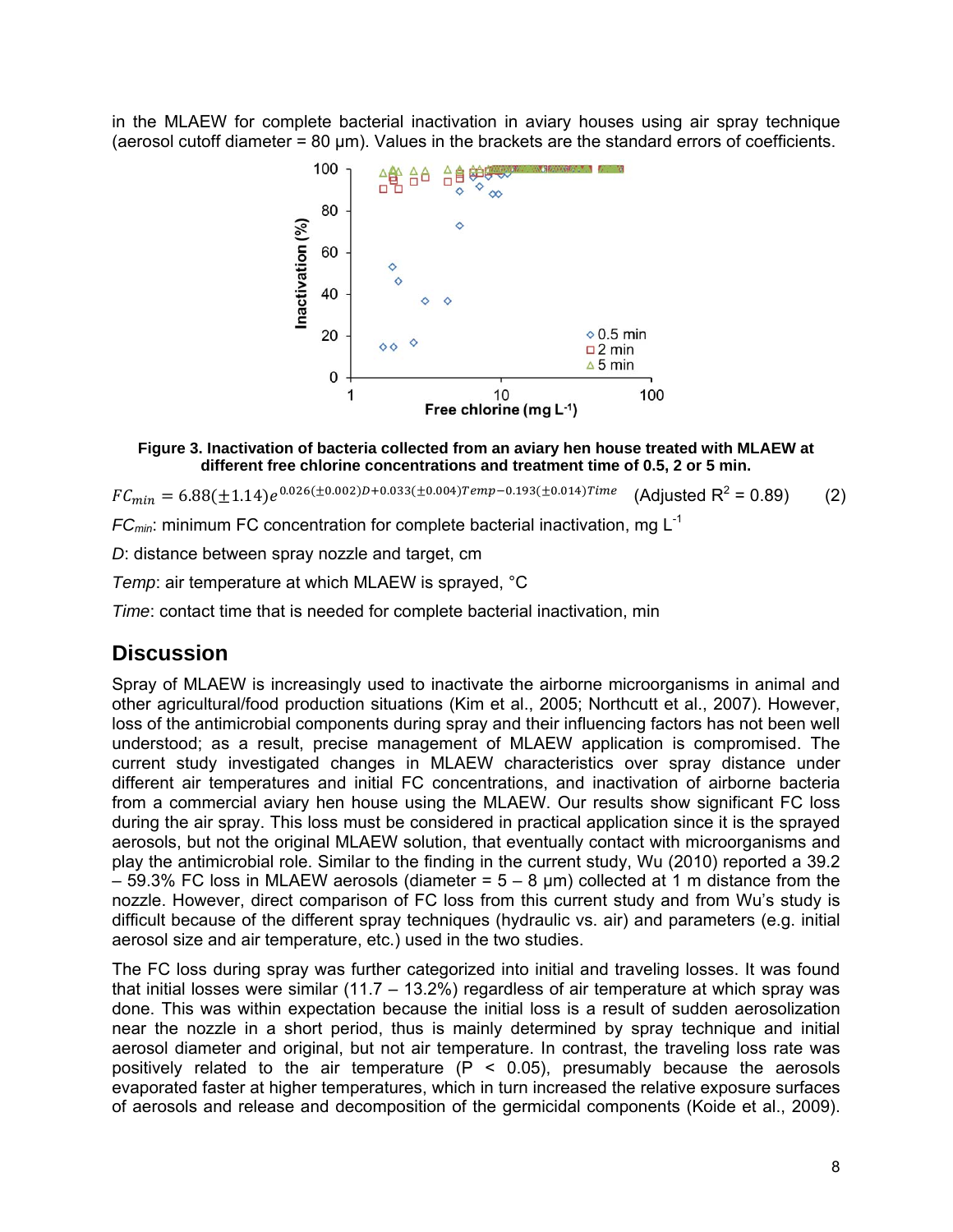in the MLAEW for complete bacterial inactivation in aviary houses using air spray technique (aerosol cutoff diameter = 80 μm). Values in the brackets are the standard errors of coefficients.

**Figure 3. Inactivation of bacteria collected from an aviary hen house treated with MLAEW at different free chlorine concentrations and treatment time of 0.5, 2 or 5 min.**

$$FC_{min} = 6.88(\pm 1.14)e^{0.026(\pm 0.002)D + 0.033(\pm 0.004)Temp - 0.193(\pm 0.014)Time} \quad \text{(Adjusted } R^2 = 0.89\text{)} \qquad (2)$$

$FC_{min}$: minimum FC concentration for complete bacterial inactivation, mg $L^{-1}$

$D$: distance between spray nozzle and target, cm

$Temp$: air temperature at which MLAEW is sprayed, °C

$Time$: contact time that is needed for complete bacterial inactivation, min

## Discussion

Spray of MLAEW is increasingly used to inactivate the airborne microorganisms in animal and other agricultural/food production situations (Kim et al., 2005; Northcutt et al., 2007). However, loss of the antimicrobial components during spray and their influencing factors has not been well understood; as a result, precise management of MLAEW application is compromised. The current study investigated changes in MLAEW characteristics over spray distance under different air temperatures and initial FC concentrations, and inactivation of airborne bacteria from a commercial aviary hen house using the MLAEW. Our results show significant FC loss during the air spray. This loss must be considered in practical application since it is the sprayed aerosols, but not the original MLAEW solution, that eventually contact with microorganisms and play the antimicrobial role. Similar to the finding in the current study, Wu (2010) reported a 39.2 – 59.3% FC loss in MLAEW aerosols (diameter = 5 – 8 μm) collected at 1 m distance from the nozzle. However, direct comparison of FC loss from this current study and from Wu's study is difficult because of the different spray techniques (hydraulic vs. air) and parameters (e.g. initial aerosol size and air temperature, etc.) used in the two studies.

The FC loss during spray was further categorized into initial and traveling losses. It was found that initial losses were similar (11.7 – 13.2%) regardless of air temperature at which spray was done. This was within expectation because the initial loss is a result of sudden aerosolization near the nozzle in a short period, thus is mainly determined by spray technique and initial aerosol diameter and original, but not air temperature. In contrast, the traveling loss rate was positively related to the air temperature ($P < 0.05$), presumably because the aerosols evaporated faster at higher temperatures, which in turn increased the relative exposure surfaces of aerosols and release and decomposition of the germicidal components (Koide et al., 2009).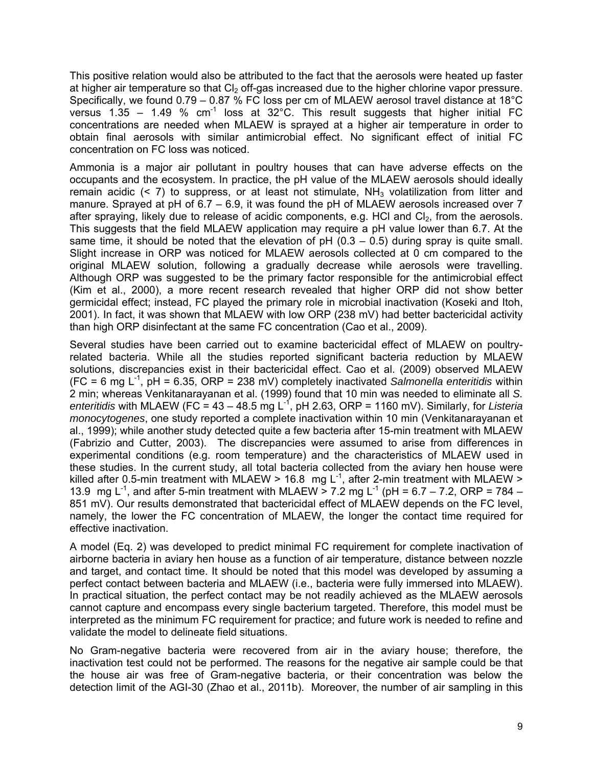This positive relation would also be attributed to the fact that the aerosols were heated up faster at higher air temperature so that $Cl_2$ off-gas increased due to the higher chlorine vapor pressure. Specifically, we found 0.79 – 0.87 % FC loss per cm of MLAEW aerosol travel distance at 18°C versus 1.35 – 1.49 % $cm^{-1}$ loss at 32°C. This result suggests that higher initial FC concentrations are needed when MLAEW is sprayed at a higher air temperature in order to obtain final aerosols with similar antimicrobial effect. No significant effect of initial FC concentration on FC loss was noticed.

Ammonia is a major air pollutant in poultry houses that can have adverse effects on the occupants and the ecosystem. In practice, the pH value of the MLAEW aerosols should ideally remain acidic (< 7) to suppress, or at least not stimulate, $NH_3$ volatilization from litter and manure. Sprayed at pH of 6.7 – 6.9, it was found the pH of MLAEW aerosols increased over 7 after spraying, likely due to release of acidic components, e.g. HCl and $Cl_2$, from the aerosols. This suggests that the field MLAEW application may require a pH value lower than 6.7. At the same time, it should be noted that the elevation of pH (0.3 – 0.5) during spray is quite small. Slight increase in ORP was noticed for MLAEW aerosols collected at 0 cm compared to the original MLAEW solution, following a gradually decrease while aerosols were travelling. Although ORP was suggested to be the primary factor responsible for the antimicrobial effect (Kim et al., 2000), a more recent research revealed that higher ORP did not show better germicidal effect; instead, FC played the primary role in microbial inactivation (Koseki and Itoh, 2001). In fact, it was shown that MLAEW with low ORP (238 mV) had better bactericidal activity than high ORP disinfectant at the same FC concentration (Cao et al., 2009).

Several studies have been carried out to examine bactericidal effect of MLAEW on poultry-related bacteria. While all the studies reported significant bacteria reduction by MLAEW solutions, discrepancies exist in their bactericidal effect. Cao et al. (2009) observed MLAEW (FC = 6 mg $L^{-1}$, pH = 6.35, ORP = 238 mV) completely inactivated *Salmonella enteritidis* within 2 min; whereas Venkitanarayanan et al. (1999) found that 10 min was needed to eliminate all *S. enteritidis* with MLAEW (FC = 43 – 48.5 mg $L^{-1}$, pH 2.63, ORP = 1160 mV). Similarly, for *Listeria monocytogenes*, one study reported a complete inactivation within 10 min (Venkitanarayanan et al., 1999); while another study detected quite a few bacteria after 15-min treatment with MLAEW (Fabrizio and Cutter, 2003). The discrepancies were assumed to arise from differences in experimental conditions (e.g. room temperature) and the characteristics of MLAEW used in these studies. In the current study, all total bacteria collected from the aviary hen house were killed after 0.5-min treatment with MLAEW > 16.8 mg $L^{-1}$, after 2-min treatment with MLAEW > 13.9 mg $L^{-1}$, and after 5-min treatment with MLAEW > 7.2 mg $L^{-1}$ (pH = 6.7 – 7.2, ORP = 784 – 851 mV). Our results demonstrated that bactericidal effect of MLAEW depends on the FC level, namely, the lower the FC concentration of MLAEW, the longer the contact time required for effective inactivation.

A model (Eq. 2) was developed to predict minimal FC requirement for complete inactivation of airborne bacteria in aviary hen house as a function of air temperature, distance between nozzle and target, and contact time. It should be noted that this model was developed by assuming a perfect contact between bacteria and MLAEW (i.e., bacteria were fully immersed into MLAEW). In practical situation, the perfect contact may be not readily achieved as the MLAEW aerosols cannot capture and encompass every single bacterium targeted. Therefore, this model must be interpreted as the minimum FC requirement for practice; and future work is needed to refine and validate the model to delineate field situations.

No Gram-negative bacteria were recovered from air in the aviary house; therefore, the inactivation test could not be performed. The reasons for the negative air sample could be that the house air was free of Gram-negative bacteria, or their concentration was below the detection limit of the AGI-30 (Zhao et al., 2011b). Moreover, the number of air sampling in this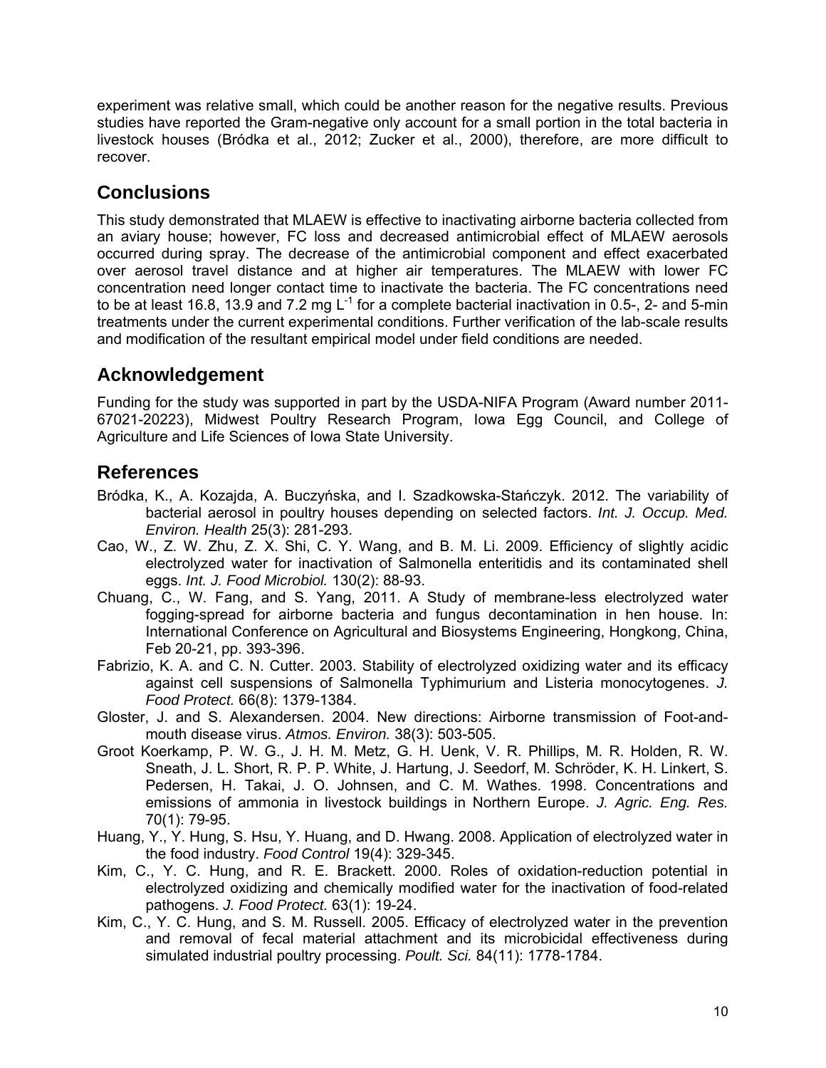experiment was relative small, which could be another reason for the negative results. Previous studies have reported the Gram-negative only account for a small portion in the total bacteria in livestock houses (Bródka et al., 2012; Zucker et al., 2000), therefore, are more difficult to recover.

## Conclusions

This study demonstrated that MLAEW is effective to inactivating airborne bacteria collected from an aviary house; however, FC loss and decreased antimicrobial effect of MLAEW aerosols occurred during spray. The decrease of the antimicrobial component and effect exacerbated over aerosol travel distance and at higher air temperatures. The MLAEW with lower FC concentration need longer contact time to inactivate the bacteria. The FC concentrations need to be at least 16.8, 13.9 and 7.2 mg $L^{-1}$ for a complete bacterial inactivation in 0.5-, 2- and 5-min treatments under the current experimental conditions. Further verification of the lab-scale results and modification of the resultant empirical model under field conditions are needed.

## Acknowledgement

Funding for the study was supported in part by the USDA-NIFA Program (Award number 2011-67021-20223), Midwest Poultry Research Program, Iowa Egg Council, and College of Agriculture and Life Sciences of Iowa State University.

## References

Bródka, K., A. Kozajda, A. Buczyńska, and I. Szadkowska-Stańczyk. 2012. The variability of bacterial aerosol in poultry houses depending on selected factors. *Int. J. Occup. Med. Environ. Health* 25(3): 281-293.

Cao, W., Z. W. Zhu, Z. X. Shi, C. Y. Wang, and B. M. Li. 2009. Efficiency of slightly acidic electrolyzed water for inactivation of Salmonella enteritidis and its contaminated shell eggs. *Int. J. Food Microbiol.* 130(2): 88-93.

Chuang, C., W. Fang, and S. Yang, 2011. A Study of membrane-less electrolyzed water fogging-spread for airborne bacteria and fungus decontamination in hen house. In: International Conference on Agricultural and Biosystems Engineering, Hongkong, China, Feb 20-21, pp. 393-396.

Fabrizio, K. A. and C. N. Cutter. 2003. Stability of electrolyzed oxidizing water and its efficacy against cell suspensions of Salmonella Typhimurium and Listeria monocytogenes. *J. Food Protect.* 66(8): 1379-1384.

Gloster, J. and S. Alexandersen. 2004. New directions: Airborne transmission of Foot-and-mouth disease virus. *Atmos. Environ.* 38(3): 503-505.

Groot Koerkamp, P. W. G., J. H. M. Metz, G. H. Uenk, V. R. Phillips, M. R. Holden, R. W. Sneath, J. L. Short, R. P. P. White, J. Hartung, J. Seedorf, M. Schröder, K. H. Linkert, S. Pedersen, H. Takai, J. O. Johnsen, and C. M. Wathes. 1998. Concentrations and emissions of ammonia in livestock buildings in Northern Europe. *J. Agric. Eng. Res.* 70(1): 79-95.

Huang, Y., Y. Hung, S. Hsu, Y. Huang, and D. Hwang. 2008. Application of electrolyzed water in the food industry. *Food Control* 19(4): 329-345.

Kim, C., Y. C. Hung, and R. E. Brackett. 2000. Roles of oxidation-reduction potential in electrolyzed oxidizing and chemically modified water for the inactivation of food-related pathogens. *J. Food Protect.* 63(1): 19-24.

Kim, C., Y. C. Hung, and S. M. Russell. 2005. Efficacy of electrolyzed water in the prevention and removal of fecal material attachment and its microbicidal effectiveness during simulated industrial poultry processing. *Poult. Sci.* 84(11): 1778-1784.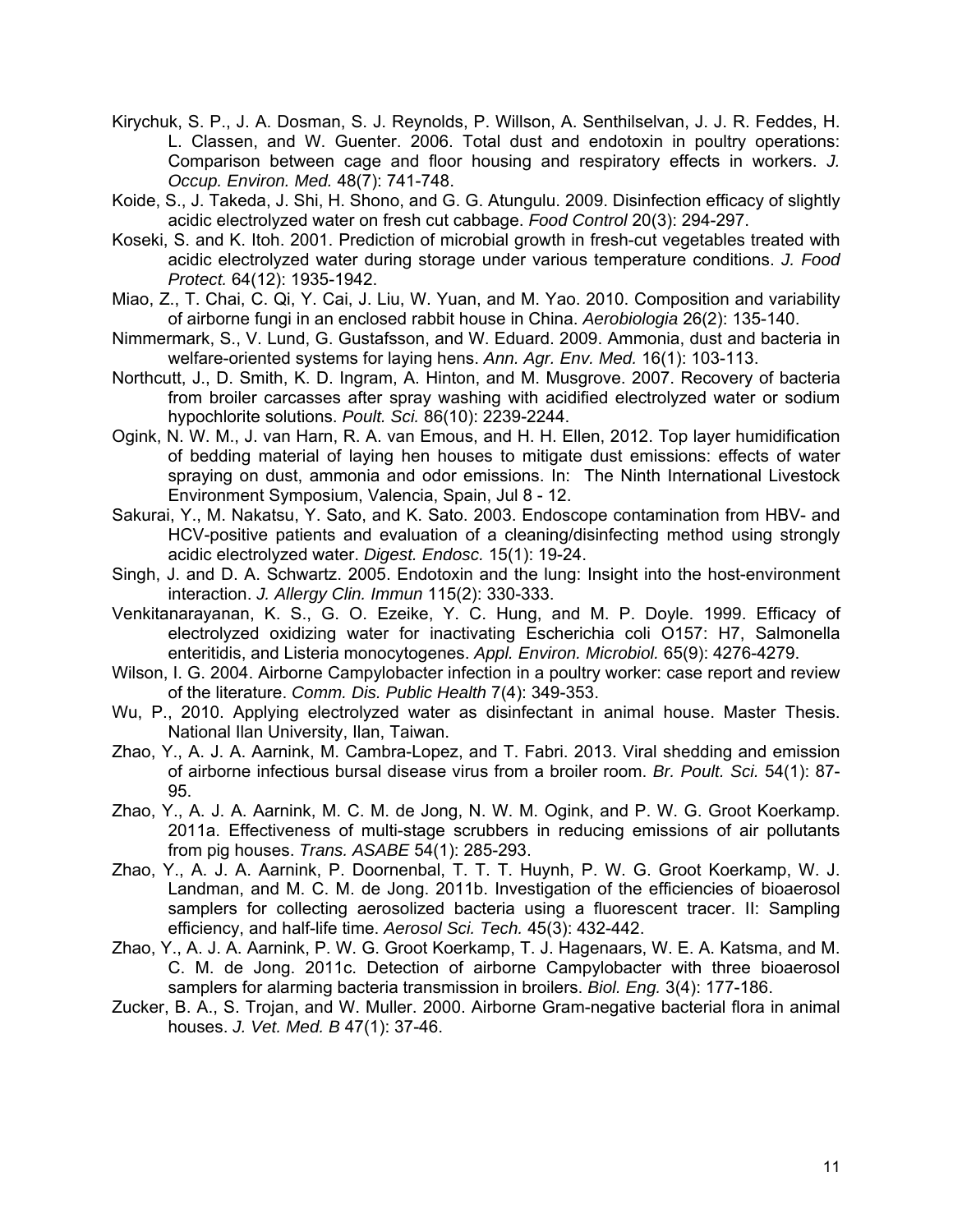Kirychuk, S. P., J. A. Dosman, S. J. Reynolds, P. Willson, A. Senthilselvan, J. J. R. Feddes, H. L. Classen, and W. Guenter. 2006. Total dust and endotoxin in poultry operations: Comparison between cage and floor housing and respiratory effects in workers. *J. Occup. Environ. Med.* 48(7): 741-748.

Koide, S., J. Takeda, J. Shi, H. Shono, and G. G. Atungulu. 2009. Disinfection efficacy of slightly acidic electrolyzed water on fresh cut cabbage. *Food Control* 20(3): 294-297.

Koseki, S. and K. Itoh. 2001. Prediction of microbial growth in fresh-cut vegetables treated with acidic electrolyzed water during storage under various temperature conditions. *J. Food Protect.* 64(12): 1935-1942.

Miao, Z., T. Chai, C. Qi, Y. Cai, J. Liu, W. Yuan, and M. Yao. 2010. Composition and variability of airborne fungi in an enclosed rabbit house in China. *Aerobiologia* 26(2): 135-140.

Nimmermark, S., V. Lund, G. Gustafsson, and W. Eduard. 2009. Ammonia, dust and bacteria in welfare-oriented systems for laying hens. *Ann. Agr. Env. Med.* 16(1): 103-113.

Northcutt, J., D. Smith, K. D. Ingram, A. Hinton, and M. Musgrove. 2007. Recovery of bacteria from broiler carcasses after spray washing with acidified electrolyzed water or sodium hypochlorite solutions. *Poult. Sci.* 86(10): 2239-2244.

Ogink, N. W. M., J. van Harn, R. A. van Emous, and H. H. Ellen, 2012. Top layer humidification of bedding material of laying hen houses to mitigate dust emissions: effects of water spraying on dust, ammonia and odor emissions. In: The Ninth International Livestock Environment Symposium, Valencia, Spain, Jul 8 - 12.

Sakurai, Y., M. Nakatsu, Y. Sato, and K. Sato. 2003. Endoscope contamination from HBV- and HCV-positive patients and evaluation of a cleaning/disinfecting method using strongly acidic electrolyzed water. *Digest. Endosc.* 15(1): 19-24.

Singh, J. and D. A. Schwartz. 2005. Endotoxin and the lung: Insight into the host-environment interaction. *J. Allergy Clin. Immun* 115(2): 330-333.

Venkitanarayanan, K. S., G. O. Ezeike, Y. C. Hung, and M. P. Doyle. 1999. Efficacy of electrolyzed oxidizing water for inactivating Escherichia coli O157: H7, Salmonella enteritidis, and Listeria monocytogenes. *Appl. Environ. Microbiol.* 65(9): 4276-4279.

Wilson, I. G. 2004. Airborne Campylobacter infection in a poultry worker: case report and review of the literature. *Comm. Dis. Public Health* 7(4): 349-353.

Wu, P., 2010. Applying electrolyzed water as disinfectant in animal house. Master Thesis. National Ilan University, Ilan, Taiwan.

Zhao, Y., A. J. A. Aarnink, M. Cambra-Lopez, and T. Fabri. 2013. Viral shedding and emission of airborne infectious bursal disease virus from a broiler room. *Br. Poult. Sci.* 54(1): 87-95.

Zhao, Y., A. J. A. Aarnink, M. C. M. de Jong, N. W. M. Ogink, and P. W. G. Groot Koerkamp. 2011a. Effectiveness of multi-stage scrubbers in reducing emissions of air pollutants from pig houses. *Trans. ASABE* 54(1): 285-293.

Zhao, Y., A. J. A. Aarnink, P. Doornenbal, T. T. T. Huynh, P. W. G. Groot Koerkamp, W. J. Landman, and M. C. M. de Jong. 2011b. Investigation of the efficiencies of bioaerosol samplers for collecting aerosolized bacteria using a fluorescent tracer. II: Sampling efficiency, and half-life time. *Aerosol Sci. Tech.* 45(3): 432-442.

Zhao, Y., A. J. A. Aarnink, P. W. G. Groot Koerkamp, T. J. Hagenaars, W. E. A. Katsma, and M. C. M. de Jong. 2011c. Detection of airborne Campylobacter with three bioaerosol samplers for alarming bacteria transmission in broilers. *Biol. Eng.* 3(4): 177-186.

Zucker, B. A., S. Trojan, and W. Muller. 2000. Airborne Gram-negative bacterial flora in animal houses. *J. Vet. Med. B* 47(1): 37-46.